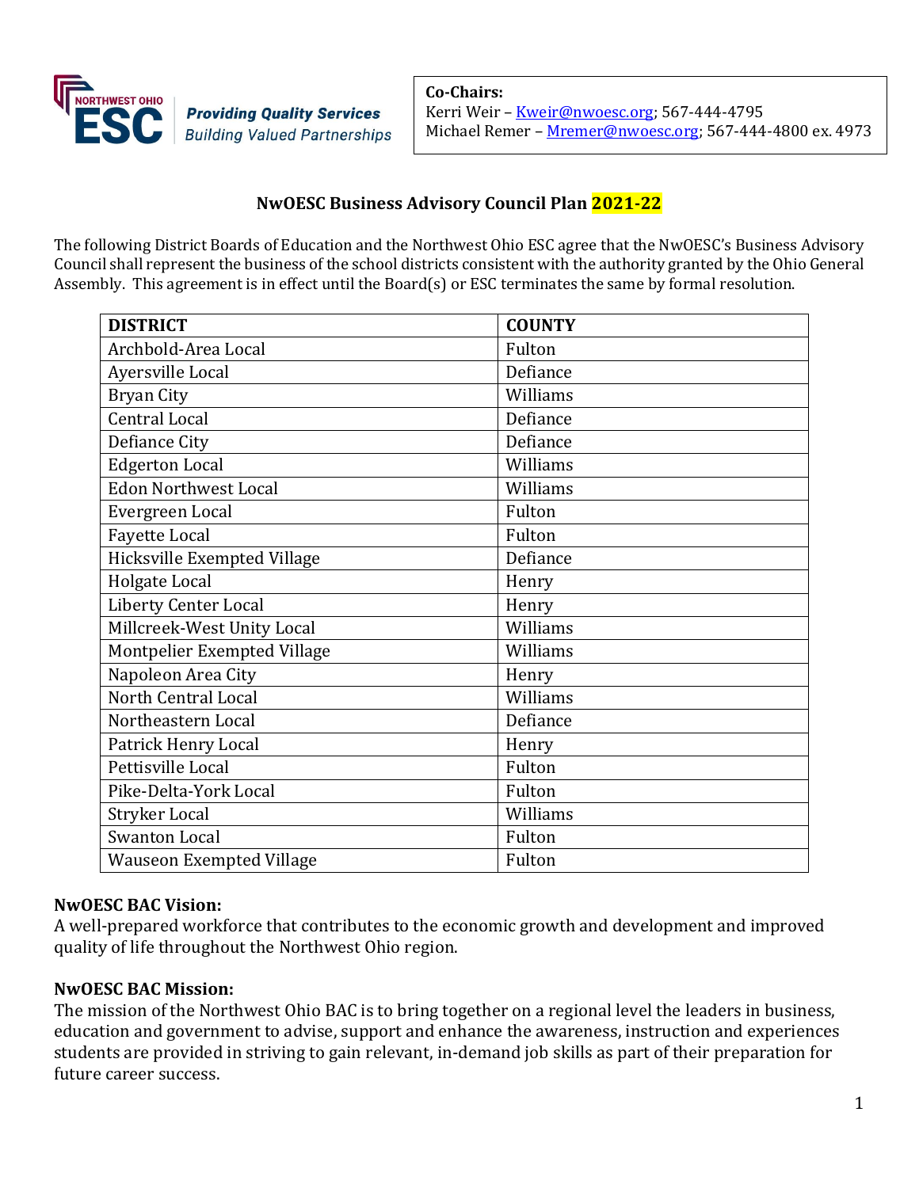Providing Quality Services
Building Valued Partnerships

**Co-Chairs:**
Kerri Weir – Kweir@nwoesc.org; 567-444-4795
Michael Remer – Mremer@nwoesc.org; 567-444-4800 ex. 4973

# NwOESC Business Advisory Council Plan 2021-22

The following District Boards of Education and the Northwest Ohio ESC agree that the NwOESC's Business Advisory Council shall represent the business of the school districts consistent with the authority granted by the Ohio General Assembly. This agreement is in effect until the Board(s) or ESC terminates the same by formal resolution.

| DISTRICT | COUNTY |
|---|---|
| Archbold-Area Local | Fulton |
| Ayersville Local | Defiance |
| Bryan City | Williams |
| Central Local | Defiance |
| Defiance City | Defiance |
| Edgerton Local | Williams |
| Edon Northwest Local | Williams |
| Evergreen Local | Fulton |
| Fayette Local | Fulton |
| Hicksville Exempted Village | Defiance |
| Holgate Local | Henry |
| Liberty Center Local | Henry |
| Millcreek-West Unity Local | Williams |
| Montpelier Exempted Village | Williams |
| Napoleon Area City | Henry |
| North Central Local | Williams |
| Northeastern Local | Defiance |
| Patrick Henry Local | Henry |
| Pettisville Local | Fulton |
| Pike-Delta-York Local | Fulton |
| Stryker Local | Williams |
| Swanton Local | Fulton |
| Wauseon Exempted Village | Fulton |

**NwOESC BAC Vision:**
A well-prepared workforce that contributes to the economic growth and development and improved quality of life throughout the Northwest Ohio region.

**NwOESC BAC Mission:**
The mission of the Northwest Ohio BAC is to bring together on a regional level the leaders in business, education and government to advise, support and enhance the awareness, instruction and experiences students are provided in striving to gain relevant, in-demand job skills as part of their preparation for future career success.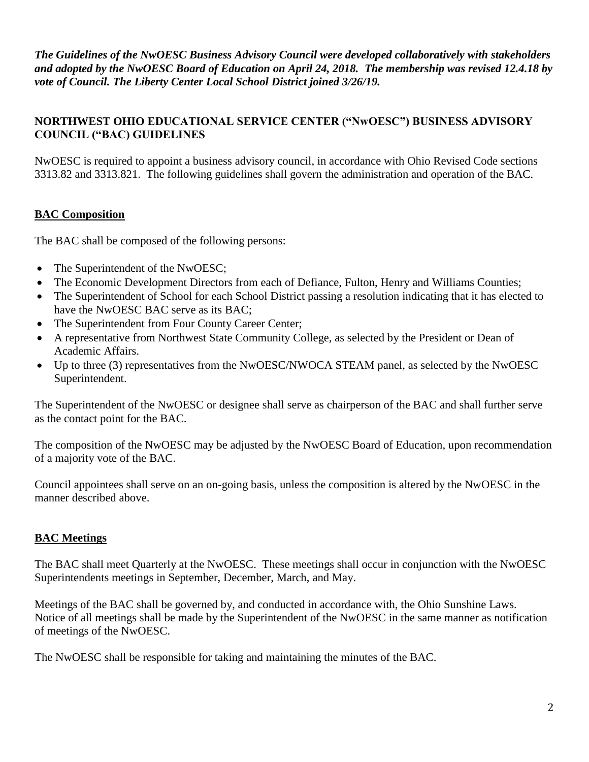***The Guidelines of the NwOESC Business Advisory Council were developed collaboratively with stakeholders and adopted by the NwOESC Board of Education on April 24, 2018. The membership was revised 12.4.18 by vote of Council. The Liberty Center Local School District joined 3/26/19.***

**NORTHWEST OHIO EDUCATIONAL SERVICE CENTER ("NwOESC") BUSINESS ADVISORY COUNCIL ("BAC) GUIDELINES**

NwOESC is required to appoint a business advisory council, in accordance with Ohio Revised Code sections 3313.82 and 3313.821. The following guidelines shall govern the administration and operation of the BAC.

## BAC Composition

The BAC shall be composed of the following persons:

- The Superintendent of the NwOESC;
- The Economic Development Directors from each of Defiance, Fulton, Henry and Williams Counties;
- The Superintendent of School for each School District passing a resolution indicating that it has elected to have the NwOESC BAC serve as its BAC;
- The Superintendent from Four County Career Center;
- A representative from Northwest State Community College, as selected by the President or Dean of Academic Affairs.
- Up to three (3) representatives from the NwOESC/NWOCA STEAM panel, as selected by the NwOESC Superintendent.

The Superintendent of the NwOESC or designee shall serve as chairperson of the BAC and shall further serve as the contact point for the BAC.

The composition of the NwOESC may be adjusted by the NwOESC Board of Education, upon recommendation of a majority vote of the BAC.

Council appointees shall serve on an on-going basis, unless the composition is altered by the NwOESC in the manner described above.

## BAC Meetings

The BAC shall meet Quarterly at the NwOESC. These meetings shall occur in conjunction with the NwOESC Superintendents meetings in September, December, March, and May.

Meetings of the BAC shall be governed by, and conducted in accordance with, the Ohio Sunshine Laws. Notice of all meetings shall be made by the Superintendent of the NwOESC in the same manner as notification of meetings of the NwOESC.

The NwOESC shall be responsible for taking and maintaining the minutes of the BAC.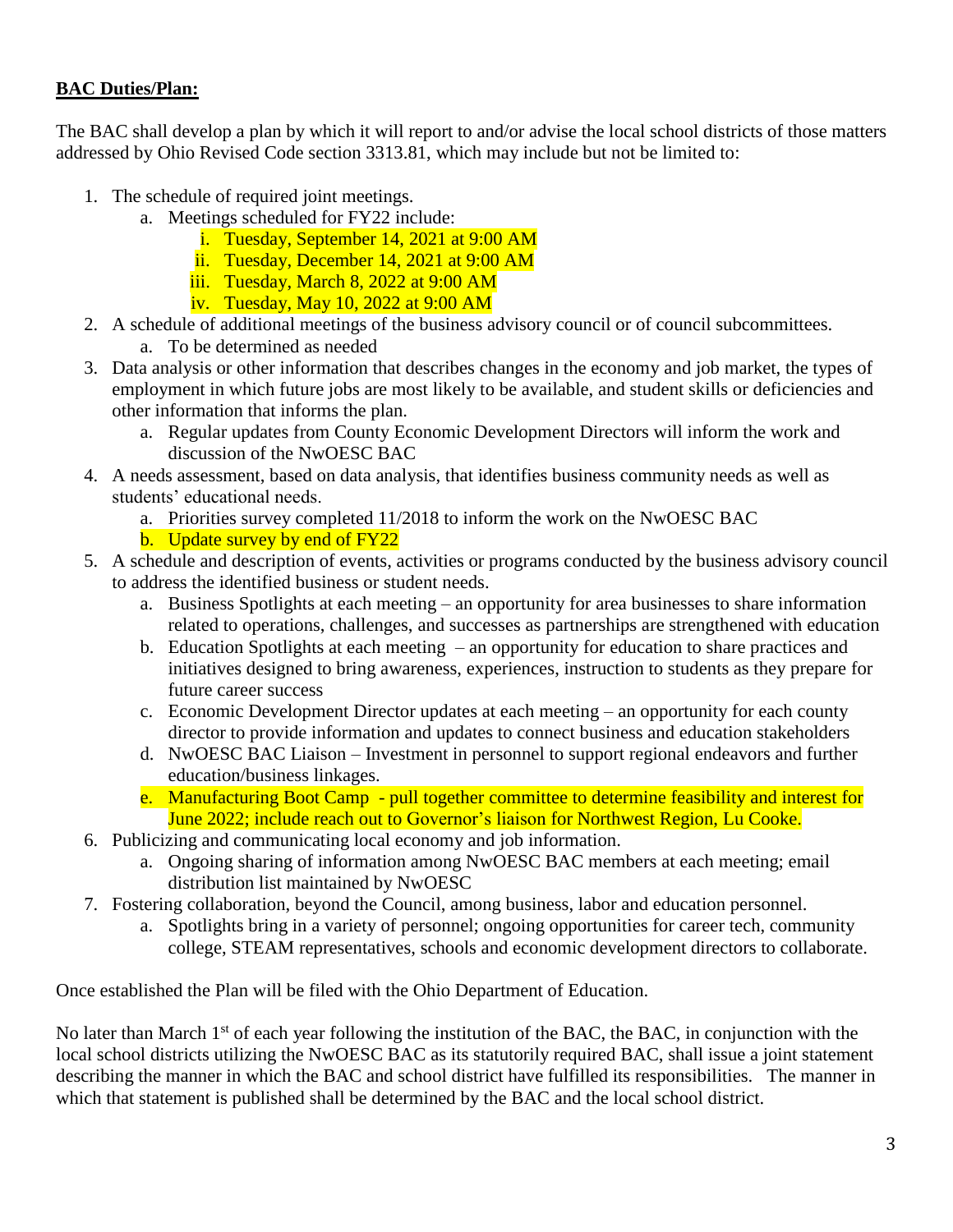**BAC Duties/Plan:**

The BAC shall develop a plan by which it will report to and/or advise the local school districts of those matters addressed by Ohio Revised Code section 3313.81, which may include but not be limited to:

1. The schedule of required joint meetings.
    a. Meetings scheduled for FY22 include:
        i. Tuesday, September 14, 2021 at 9:00 AM
        ii. Tuesday, December 14, 2021 at 9:00 AM
        iii. Tuesday, March 8, 2022 at 9:00 AM
        iv. Tuesday, May 10, 2022 at 9:00 AM
2. A schedule of additional meetings of the business advisory council or of council subcommittees.
    a. To be determined as needed
3. Data analysis or other information that describes changes in the economy and job market, the types of employment in which future jobs are most likely to be available, and student skills or deficiencies and other information that informs the plan.
    a. Regular updates from County Economic Development Directors will inform the work and discussion of the NwOESC BAC
4. A needs assessment, based on data analysis, that identifies business community needs as well as students' educational needs.
    a. Priorities survey completed 11/2018 to inform the work on the NwOESC BAC
    b. Update survey by end of FY22
5. A schedule and description of events, activities or programs conducted by the business advisory council to address the identified business or student needs.
    a. Business Spotlights at each meeting – an opportunity for area businesses to share information related to operations, challenges, and successes as partnerships are strengthened with education
    b. Education Spotlights at each meeting – an opportunity for education to share practices and initiatives designed to bring awareness, experiences, instruction to students as they prepare for future career success
    c. Economic Development Director updates at each meeting – an opportunity for each county director to provide information and updates to connect business and education stakeholders
    d. NwOESC BAC Liaison – Investment in personnel to support regional endeavors and further education/business linkages.
    e. Manufacturing Boot Camp - pull together committee to determine feasibility and interest for June 2022; include reach out to Governor's liaison for Northwest Region, Lu Cooke.
6. Publicizing and communicating local economy and job information.
    a. Ongoing sharing of information among NwOESC BAC members at each meeting; email distribution list maintained by NwOESC
7. Fostering collaboration, beyond the Council, among business, labor and education personnel.
    a. Spotlights bring in a variety of personnel; ongoing opportunities for career tech, community college, STEAM representatives, schools and economic development directors to collaborate.

Once established the Plan will be filed with the Ohio Department of Education.

No later than March 1st of each year following the institution of the BAC, the BAC, in conjunction with the local school districts utilizing the NwOESC BAC as its statutorily required BAC, shall issue a joint statement describing the manner in which the BAC and school district have fulfilled its responsibilities. The manner in which that statement is published shall be determined by the BAC and the local school district.